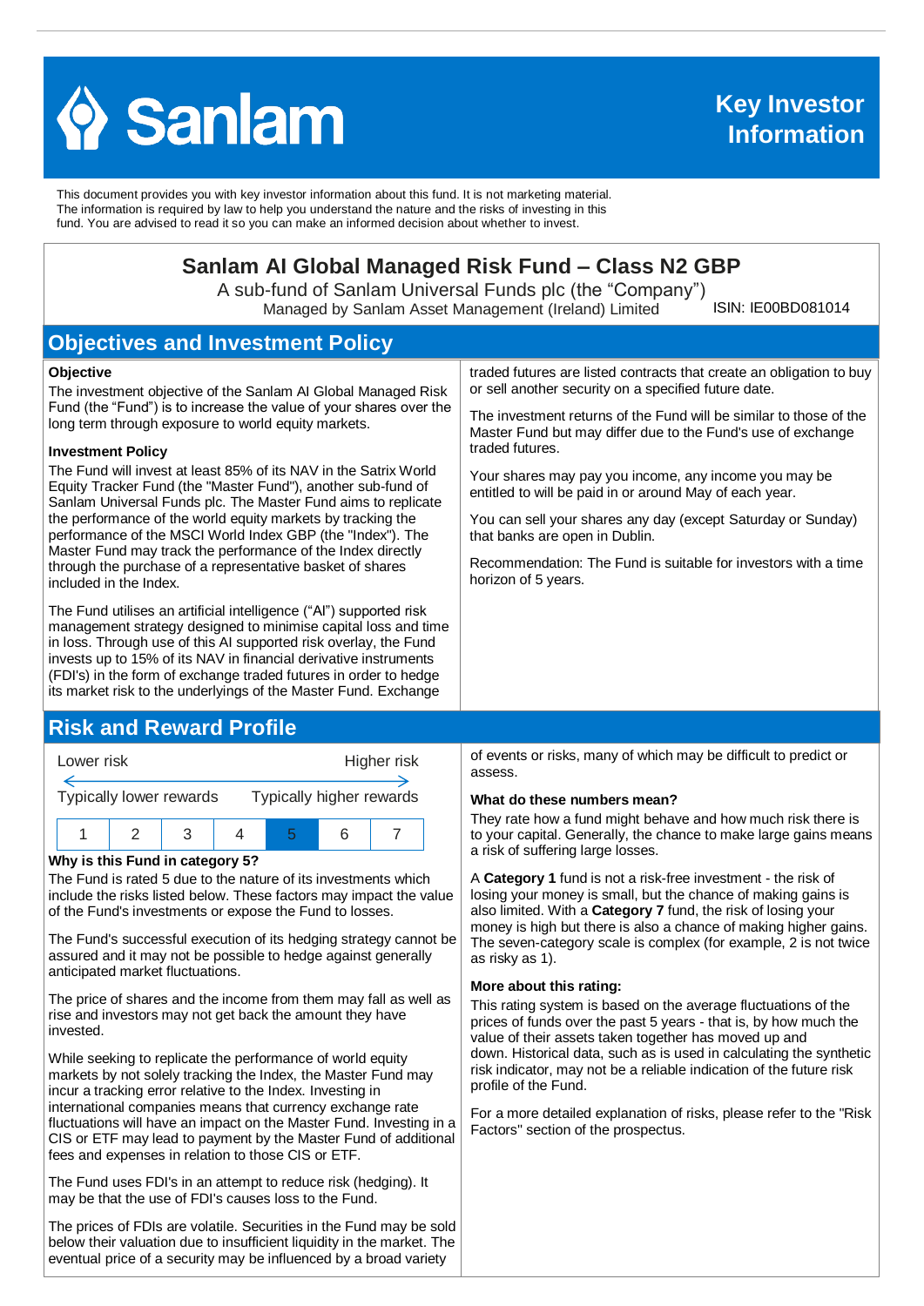# Sanlam

**Key Investor Information**

This document provides you with key investor information about this fund. It is not marketing material. The information is required by law to help you understand the nature and the risks of investing in this fund. You are advised to read it so you can make an informed decision about whether to invest.

## Sanlam AI Global Managed Risk Fund – Class N2 GBP

A sub-fund of Sanlam Universal Funds plc (the "Company")

Managed by Sanlam Asset Management (Ireland) Limited

ISIN: IE00BD081014

## Objectives and Investment Policy

**Objective**

The investment objective of the Sanlam AI Global Managed Risk Fund (the "Fund") is to increase the value of your shares over the long term through exposure to world equity markets.

**Investment Policy**

The Fund will invest at least 85% of its NAV in the Satrix World Equity Tracker Fund (the "Master Fund"), another sub-fund of Sanlam Universal Funds plc. The Master Fund aims to replicate the performance of the world equity markets by tracking the performance of the MSCI World Index GBP (the "Index"). The Master Fund may track the performance of the Index directly through the purchase of a representative basket of shares included in the Index.

The Fund utilises an artificial intelligence ("AI") supported risk management strategy designed to minimise capital loss and time in loss. Through use of this AI supported risk overlay, the Fund invests up to 15% of its NAV in financial derivative instruments (FDI's) in the form of exchange traded futures in order to hedge its market risk to the underlyings of the Master Fund. Exchange traded futures are listed contracts that create an obligation to buy or sell another security on a specified future date.

The investment returns of the Fund will be similar to those of the Master Fund but may differ due to the Fund's use of exchange traded futures.

Your shares may pay you income, any income you may be entitled to will be paid in or around May of each year.

You can sell your shares any day (except Saturday or Sunday) that banks are open in Dublin.

Recommendation: The Fund is suitable for investors with a time horizon of 5 years.

## Risk and Reward Profile

Lower risk — Higher risk

Typically lower rewards — Typically higher rewards

| 1 | 2 | 3 | 4 | **5** | 6 | 7 |
|---|---|---|---|---|---|---|

**Why is this Fund in category 5?**

The Fund is rated 5 due to the nature of its investments which include the risks listed below. These factors may impact the value of the Fund's investments or expose the Fund to losses.

The Fund's successful execution of its hedging strategy cannot be assured and it may not be possible to hedge against generally anticipated market fluctuations.

The price of shares and the income from them may fall as well as rise and investors may not get back the amount they have invested.

While seeking to replicate the performance of world equity markets by not solely tracking the Index, the Master Fund may incur a tracking error relative to the Index. Investing in international companies means that currency exchange rate fluctuations will have an impact on the Master Fund. Investing in a CIS or ETF may lead to payment by the Master Fund of additional fees and expenses in relation to those CIS or ETF.

The Fund uses FDI's in an attempt to reduce risk (hedging). It may be that the use of FDI's causes loss to the Fund.

The prices of FDIs are volatile. Securities in the Fund may be sold below their valuation due to insufficient liquidity in the market. The eventual price of a security may be influenced by a broad variety of events or risks, many of which may be difficult to predict or assess.

**What do these numbers mean?**

They rate how a fund might behave and how much risk there is to your capital. Generally, the chance to make large gains means a risk of suffering large losses.

A **Category 1** fund is not a risk-free investment - the risk of losing your money is small, but the chance of making gains is also limited. With a **Category 7** fund, the risk of losing your money is high but there is also a chance of making higher gains. The seven-category scale is complex (for example, 2 is not twice as risky as 1).

**More about this rating:**

This rating system is based on the average fluctuations of the prices of funds over the past 5 years - that is, by how much the value of their assets taken together has moved up and down. Historical data, such as is used in calculating the synthetic risk indicator, may not be a reliable indication of the future risk profile of the Fund.

For a more detailed explanation of risks, please refer to the "Risk Factors" section of the prospectus.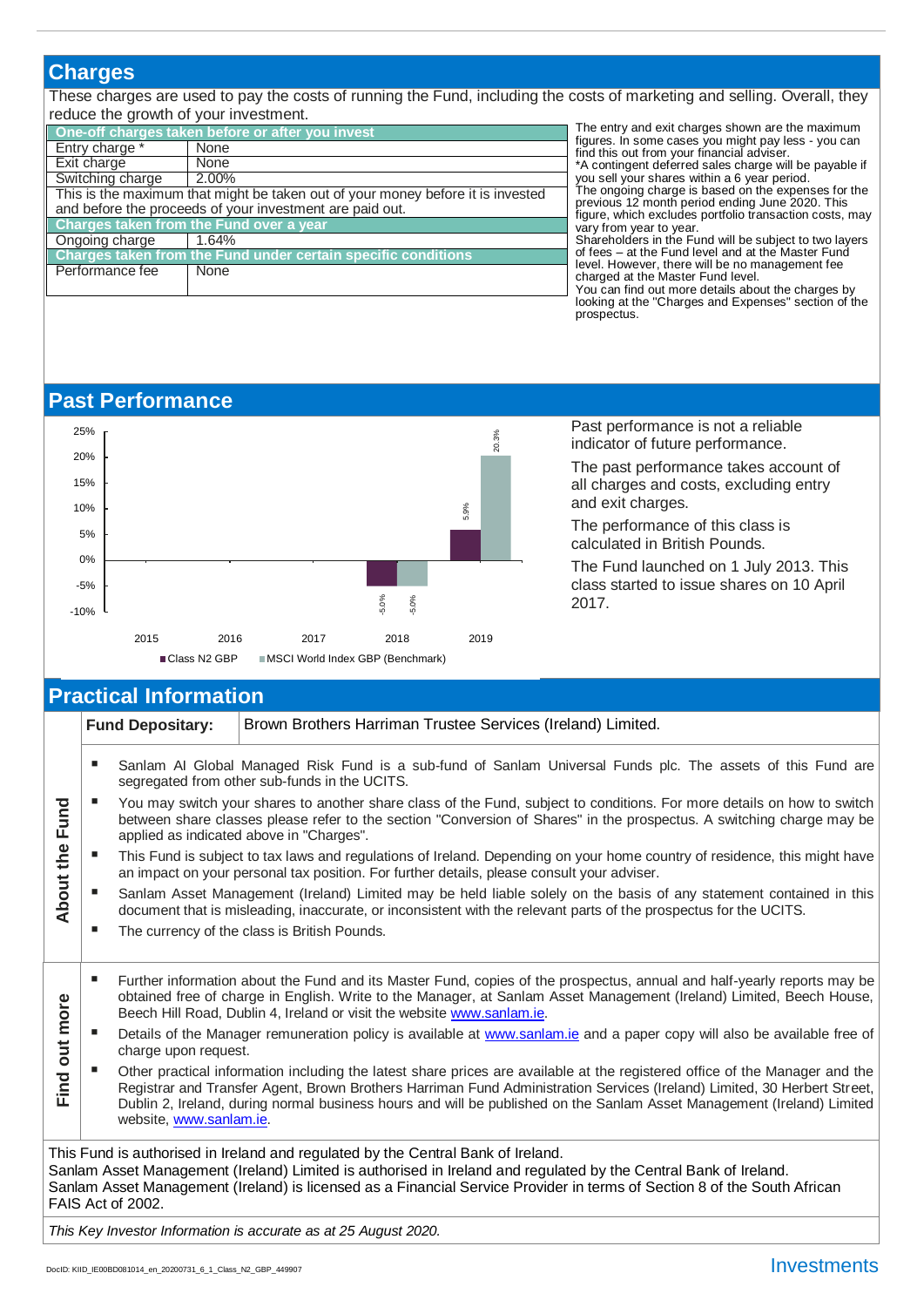## Charges

These charges are used to pay the costs of running the Fund, including the costs of marketing and selling. Overall, they reduce the growth of your investment.

| | |
|---|---|
| **One-off charges taken before or after you invest** | |
| Entry charge * | None |
| Exit charge | None |
| Switching charge | 2.00% |
| This is the maximum that might be taken out of your money before it is invested and before the proceeds of your investment are paid out. | |
| **Charges taken from the Fund over a year** | |
| Ongoing charge | 1.64% |
| **Charges taken from the Fund under certain specific conditions** | |
| Performance fee | None |

The entry and exit charges shown are the maximum figures. In some cases you might pay less - you can find this out from your financial adviser.
*A contingent deferred sales charge will be payable if you sell your shares within a 6 year period.
The ongoing charge is based on the expenses for the previous 12 month period ending June 2020. This figure, which excludes portfolio transaction costs, may vary from year to year.
Shareholders in the Fund will be subject to two layers of fees – at the Fund level and at the Master Fund level. However, there will be no management fee charged at the Master Fund level.
You can find out more details about the charges by looking at the "Charges and Expenses" section of the prospectus.

## Past Performance

25%
20%
15%
10%
5%
0%
-5%
-10%

2015 2016 2017 2018 2019

-5.0% -5.0% 5.9% 20.3%

Class N2 GBP
MSCI World Index GBP (Benchmark)

Past performance is not a reliable indicator of future performance.

The past performance takes account of all charges and costs, excluding entry and exit charges.

The performance of this class is calculated in British Pounds.

The Fund launched on 1 July 2013. This class started to issue shares on 10 April 2017.

## Practical Information

**Fund Depositary:** Brown Brothers Harriman Trustee Services (Ireland) Limited.

### About the Fund

- Sanlam AI Global Managed Risk Fund is a sub-fund of Sanlam Universal Funds plc. The assets of this Fund are segregated from other sub-funds in the UCITS.
- You may switch your shares to another share class of the Fund, subject to conditions. For more details on how to switch between share classes please refer to the section "Conversion of Shares" in the prospectus. A switching charge may be applied as indicated above in "Charges".
- This Fund is subject to tax laws and regulations of Ireland. Depending on your home country of residence, this might have an impact on your personal tax position. For further details, please consult your adviser.
- Sanlam Asset Management (Ireland) Limited may be held liable solely on the basis of any statement contained in this document that is misleading, inaccurate, or inconsistent with the relevant parts of the prospectus for the UCITS.
- The currency of the class is British Pounds.

### Find out more

- Further information about the Fund and its Master Fund, copies of the prospectus, annual and half-yearly reports may be obtained free of charge in English. Write to the Manager, at Sanlam Asset Management (Ireland) Limited, Beech House, Beech Hill Road, Dublin 4, Ireland or visit the website www.sanlam.ie.
- Details of the Manager remuneration policy is available at www.sanlam.ie and a paper copy will also be available free of charge upon request.
- Other practical information including the latest share prices are available at the registered office of the Manager and the Registrar and Transfer Agent, Brown Brothers Harriman Fund Administration Services (Ireland) Limited, 30 Herbert Street, Dublin 2, Ireland, during normal business hours and will be published on the Sanlam Asset Management (Ireland) Limited website, www.sanlam.ie.

This Fund is authorised in Ireland and regulated by the Central Bank of Ireland.
Sanlam Asset Management (Ireland) Limited is authorised in Ireland and regulated by the Central Bank of Ireland.
Sanlam Asset Management (Ireland) is licensed as a Financial Service Provider in terms of Section 8 of the South African FAIS Act of 2002.

*This Key Investor Information is accurate as at 25 August 2020.*

DocID: KIID_IE00BD081014_en_20200731_6_1_Class_N2_GBP_449907

Investments